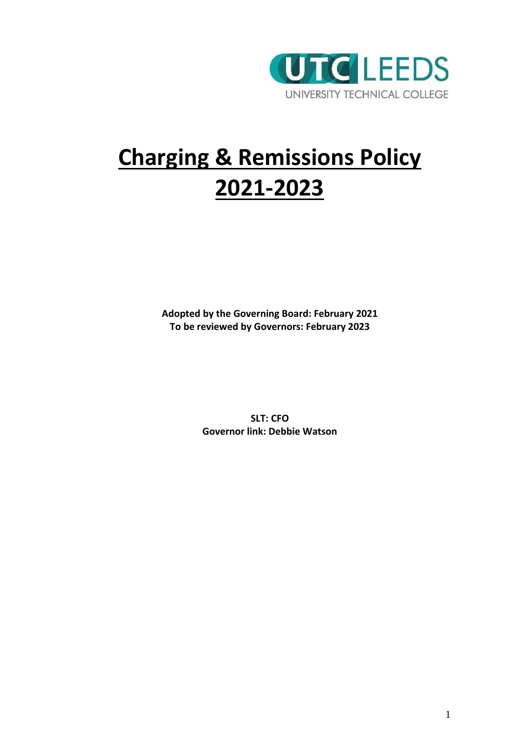UTC LEEDS
UNIVERSITY TECHNICAL COLLEGE

# Charging & Remissions Policy 2021-2023

**Adopted by the Governing Board: February 2021**
**To be reviewed by Governors: February 2023**

**SLT: CFO**
**Governor link: Debbie Watson**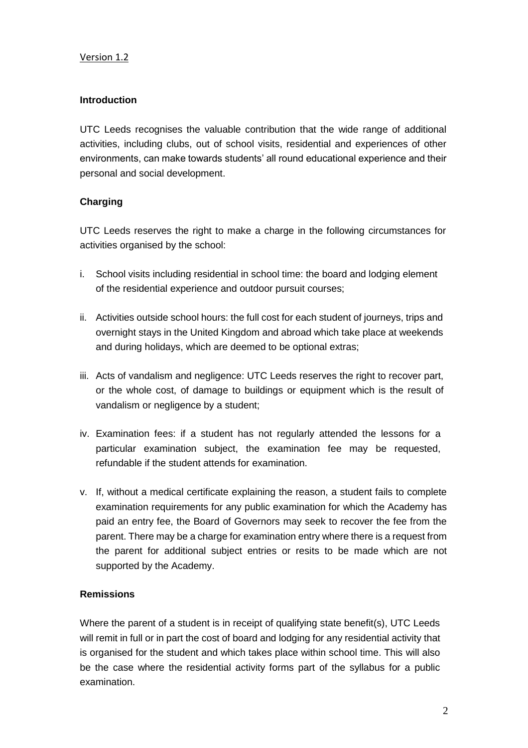Version 1.2

**Introduction**

UTC Leeds recognises the valuable contribution that the wide range of additional activities, including clubs, out of school visits, residential and experiences of other environments, can make towards students' all round educational experience and their personal and social development.

**Charging**

UTC Leeds reserves the right to make a charge in the following circumstances for activities organised by the school:

i. School visits including residential in school time: the board and lodging element of the residential experience and outdoor pursuit courses;

ii. Activities outside school hours: the full cost for each student of journeys, trips and overnight stays in the United Kingdom and abroad which take place at weekends and during holidays, which are deemed to be optional extras;

iii. Acts of vandalism and negligence: UTC Leeds reserves the right to recover part, or the whole cost, of damage to buildings or equipment which is the result of vandalism or negligence by a student;

iv. Examination fees: if a student has not regularly attended the lessons for a particular examination subject, the examination fee may be requested, refundable if the student attends for examination.

v. If, without a medical certificate explaining the reason, a student fails to complete examination requirements for any public examination for which the Academy has paid an entry fee, the Board of Governors may seek to recover the fee from the parent. There may be a charge for examination entry where there is a request from the parent for additional subject entries or resits to be made which are not supported by the Academy.

**Remissions**

Where the parent of a student is in receipt of qualifying state benefit(s), UTC Leeds will remit in full or in part the cost of board and lodging for any residential activity that is organised for the student and which takes place within school time. This will also be the case where the residential activity forms part of the syllabus for a public examination.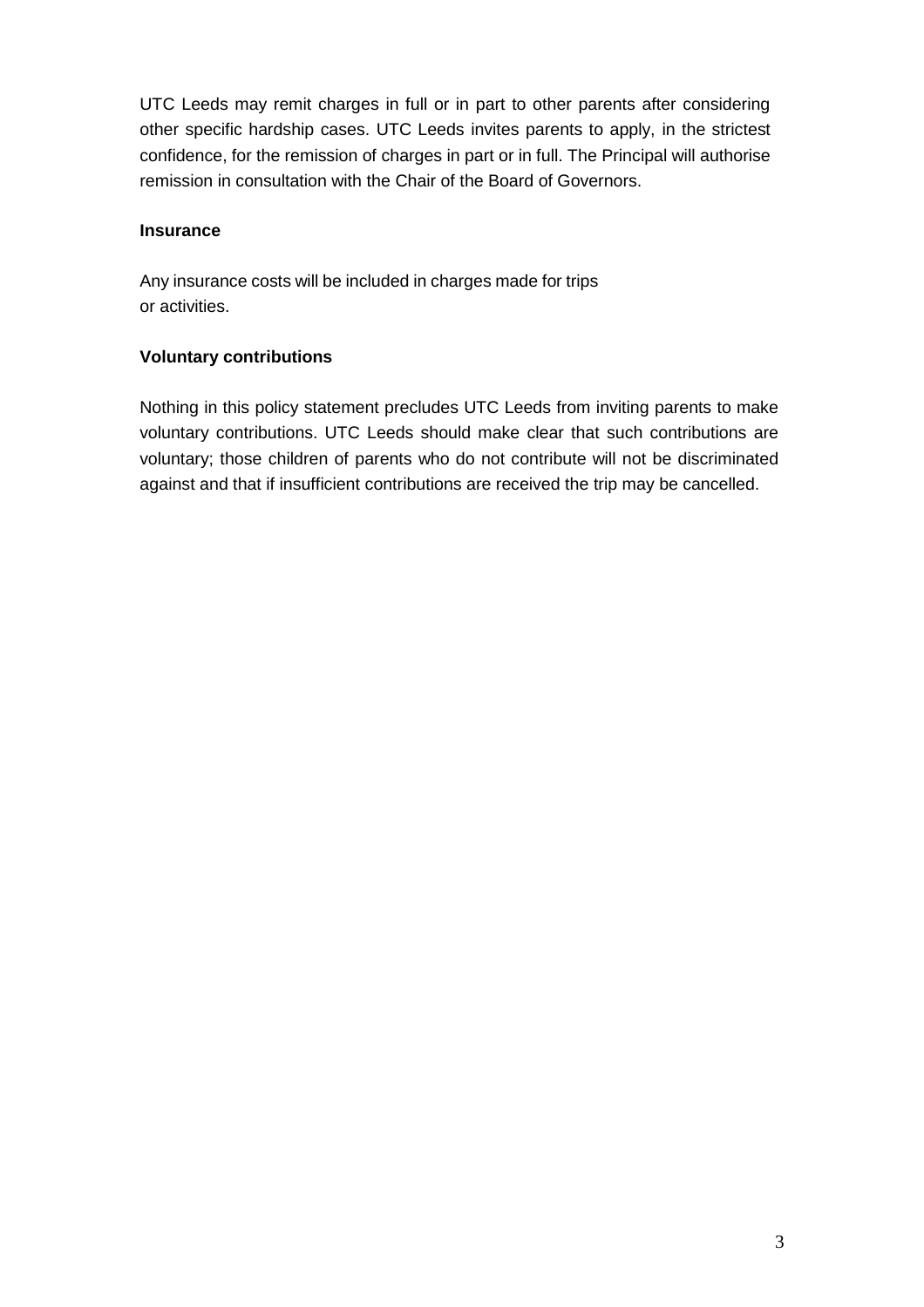UTC Leeds may remit charges in full or in part to other parents after considering other specific hardship cases. UTC Leeds invites parents to apply, in the strictest confidence, for the remission of charges in part or in full. The Principal will authorise remission in consultation with the Chair of the Board of Governors.

**Insurance**

Any insurance costs will be included in charges made for trips or activities.

**Voluntary contributions**

Nothing in this policy statement precludes UTC Leeds from inviting parents to make voluntary contributions. UTC Leeds should make clear that such contributions are voluntary; those children of parents who do not contribute will not be discriminated against and that if insufficient contributions are received the trip may be cancelled.